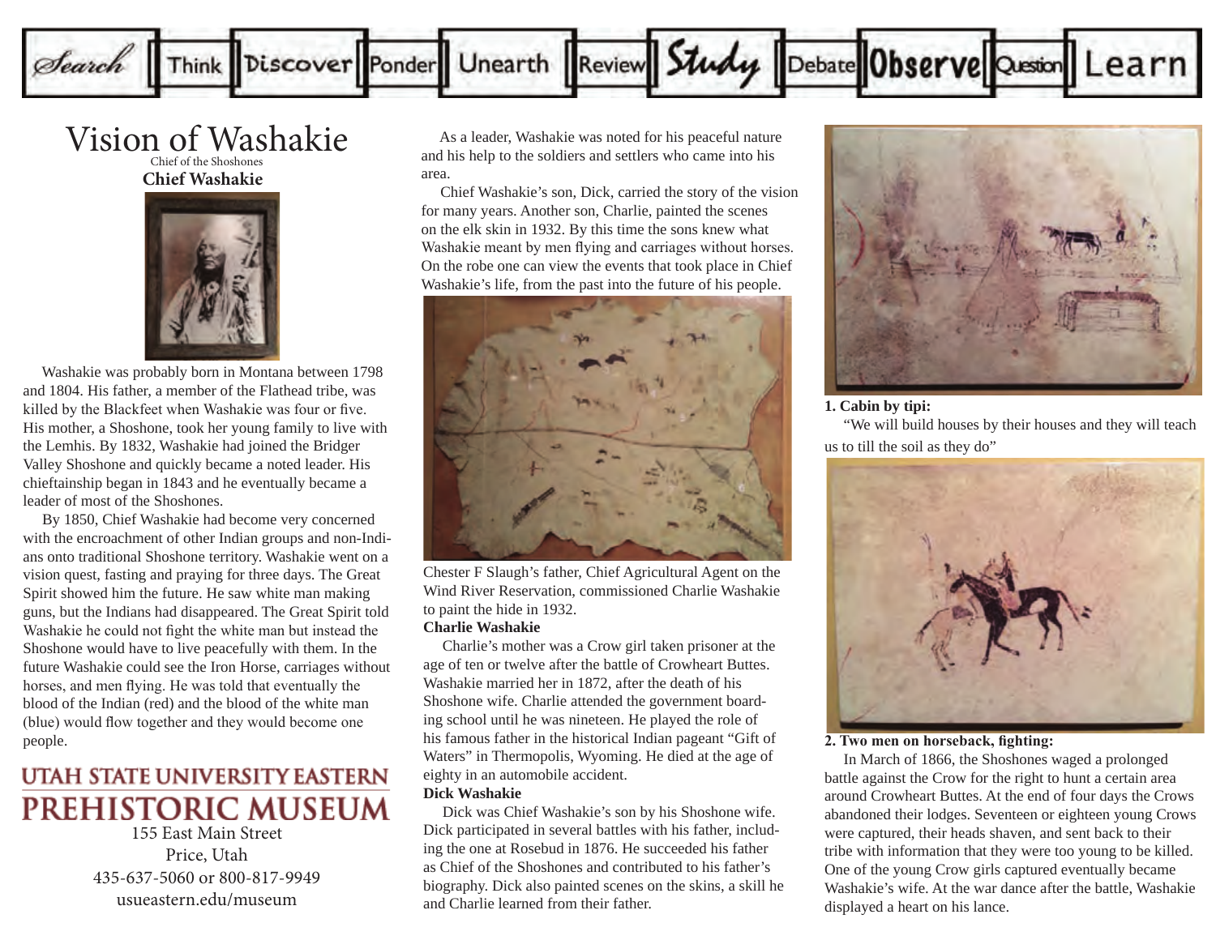Search | Think | Discover | Ponder | Unearth | Review | Study | Debate | Observe | Question | Learn

# Vision of Washakie

Chief of the Shoshones

**Chief Washakie**

Washakie was probably born in Montana between 1798 and 1804. His father, a member of the Flathead tribe, was killed by the Blackfeet when Washakie was four or five. His mother, a Shoshone, took her young family to live with the Lemhis. By 1832, Washakie had joined the Bridger Valley Shoshone and quickly became a noted leader. His chieftainship began in 1843 and he eventually became a leader of most of the Shoshones.

By 1850, Chief Washakie had become very concerned with the encroachment of other Indian groups and non-Indians onto traditional Shoshone territory. Washakie went on a vision quest, fasting and praying for three days. The Great Spirit showed him the future. He saw white man making guns, but the Indians had disappeared. The Great Spirit told Washakie he could not fight the white man but instead the Shoshone would have to live peacefully with them. In the future Washakie could see the Iron Horse, carriages without horses, and men flying. He was told that eventually the blood of the Indian (red) and the blood of the white man (blue) would flow together and they would become one people.

**UTAH STATE UNIVERSITY EASTERN**
**PREHISTORIC MUSEUM**
155 East Main Street
Price, Utah
435-637-5060 or 800-817-9949
usueastern.edu/museum

As a leader, Washakie was noted for his peaceful nature and his help to the soldiers and settlers who came into his area.

Chief Washakie's son, Dick, carried the story of the vision for many years. Another son, Charlie, painted the scenes on the elk skin in 1932. By this time the sons knew what Washakie meant by men flying and carriages without horses. On the robe one can view the events that took place in Chief Washakie's life, from the past into the future of his people.

Chester F Slaugh's father, Chief Agricultural Agent on the Wind River Reservation, commissioned Charlie Washakie to paint the hide in 1932.

**Charlie Washakie**

Charlie's mother was a Crow girl taken prisoner at the age of ten or twelve after the battle of Crowheart Buttes. Washakie married her in 1872, after the death of his Shoshone wife. Charlie attended the government boarding school until he was nineteen. He played the role of his famous father in the historical Indian pageant "Gift of Waters" in Thermopolis, Wyoming. He died at the age of eighty in an automobile accident.

**Dick Washakie**

Dick was Chief Washakie's son by his Shoshone wife. Dick participated in several battles with his father, including the one at Rosebud in 1876. He succeeded his father as Chief of the Shoshones and contributed to his father's biography. Dick also painted scenes on the skins, a skill he and Charlie learned from their father.

**1. Cabin by tipi:**

"We will build houses by their houses and they will teach us to till the soil as they do"

**2. Two men on horseback, fighting:**

In March of 1866, the Shoshones waged a prolonged battle against the Crow for the right to hunt a certain area around Crowheart Buttes. At the end of four days the Crows abandoned their lodges. Seventeen or eighteen young Crows were captured, their heads shaven, and sent back to their tribe with information that they were too young to be killed. One of the young Crow girls captured eventually became Washakie's wife. At the war dance after the battle, Washakie displayed a heart on his lance.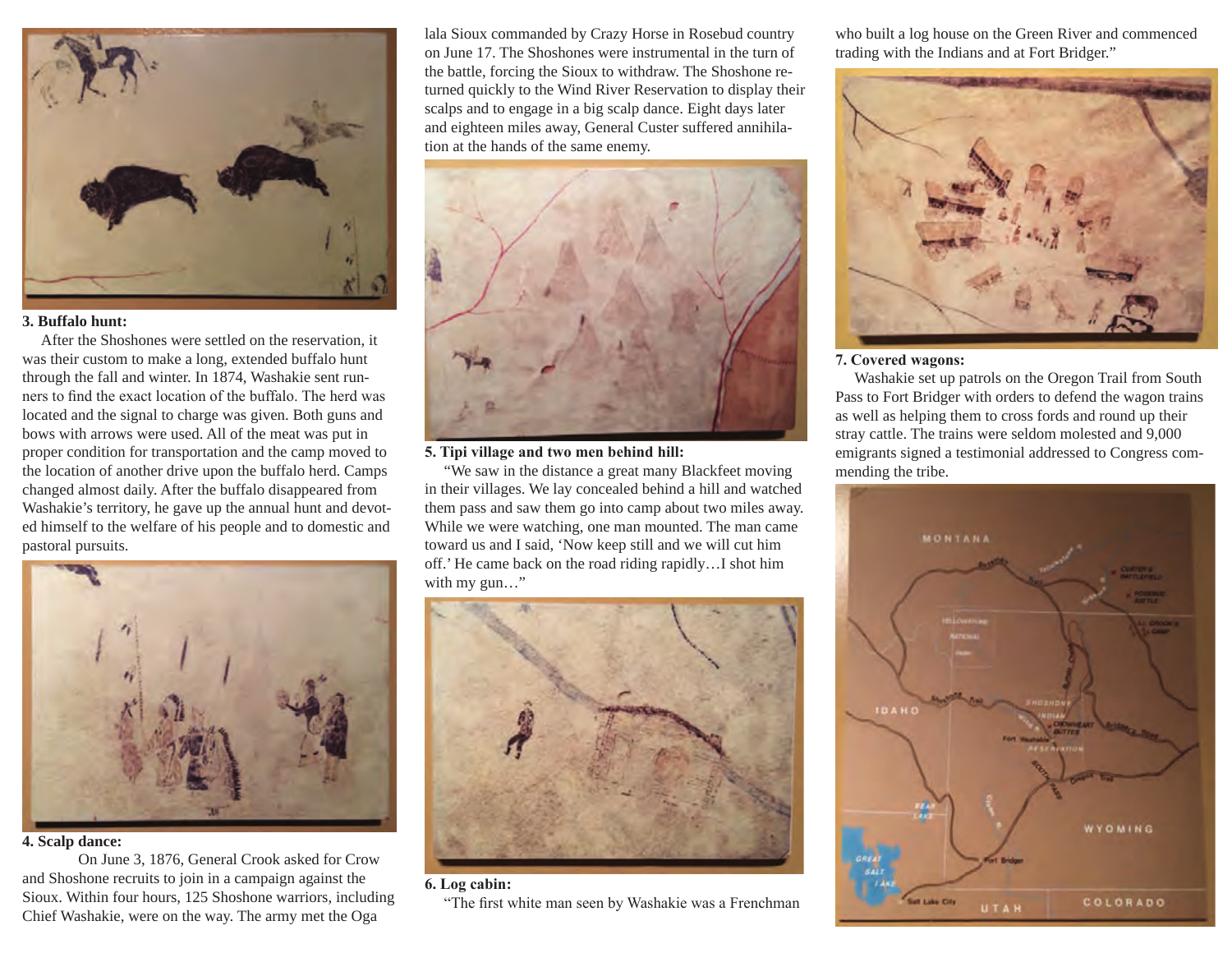**3. Buffalo hunt:**

After the Shoshones were settled on the reservation, it was their custom to make a long, extended buffalo hunt through the fall and winter. In 1874, Washakie sent runners to find the exact location of the buffalo. The herd was located and the signal to charge was given. Both guns and bows with arrows were used. All of the meat was put in proper condition for transportation and the camp moved to the location of another drive upon the buffalo herd. Camps changed almost daily. After the buffalo disappeared from Washakie's territory, he gave up the annual hunt and devoted himself to the welfare of his people and to domestic and pastoral pursuits.

**4. Scalp dance:**

On June 3, 1876, General Crook asked for Crow and Shoshone recruits to join in a campaign against the Sioux. Within four hours, 125 Shoshone warriors, including Chief Washakie, were on the way. The army met the Oglala Sioux commanded by Crazy Horse in Rosebud country on June 17. The Shoshones were instrumental in the turn of the battle, forcing the Sioux to withdraw. The Shoshone returned quickly to the Wind River Reservation to display their scalps and to engage in a big scalp dance. Eight days later and eighteen miles away, General Custer suffered annihilation at the hands of the same enemy.

**5. Tipi village and two men behind hill:**

"We saw in the distance a great many Blackfeet moving in their villages. We lay concealed behind a hill and watched them pass and saw them go into camp about two miles away. While we were watching, one man mounted. The man came toward us and I said, 'Now keep still and we will cut him off.' He came back on the road riding rapidly…I shot him with my gun…"

**6. Log cabin:**

"The first white man seen by Washakie was a Frenchman who built a log house on the Green River and commenced trading with the Indians and at Fort Bridger."

**7. Covered wagons:**

Washakie set up patrols on the Oregon Trail from South Pass to Fort Bridger with orders to defend the wagon trains as well as helping them to cross fords and round up their stray cattle. The trains were seldom molested and 9,000 emigrants signed a testimonial addressed to Congress commending the tribe.